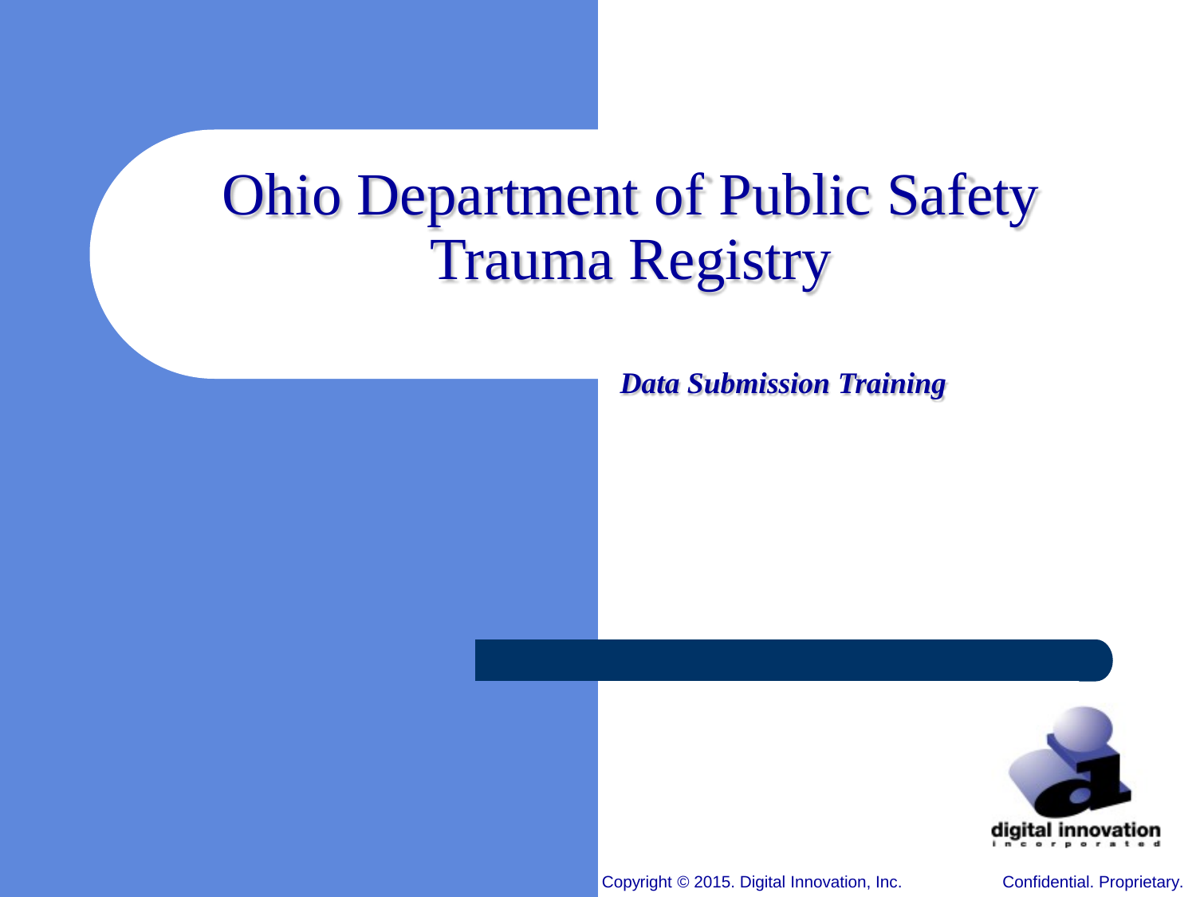# Ohio Department of Public Safety Trauma Registry

***Data Submission Training***

digital innovation incorporated

Copyright © 2015. Digital Innovation, Inc. Confidential. Proprietary.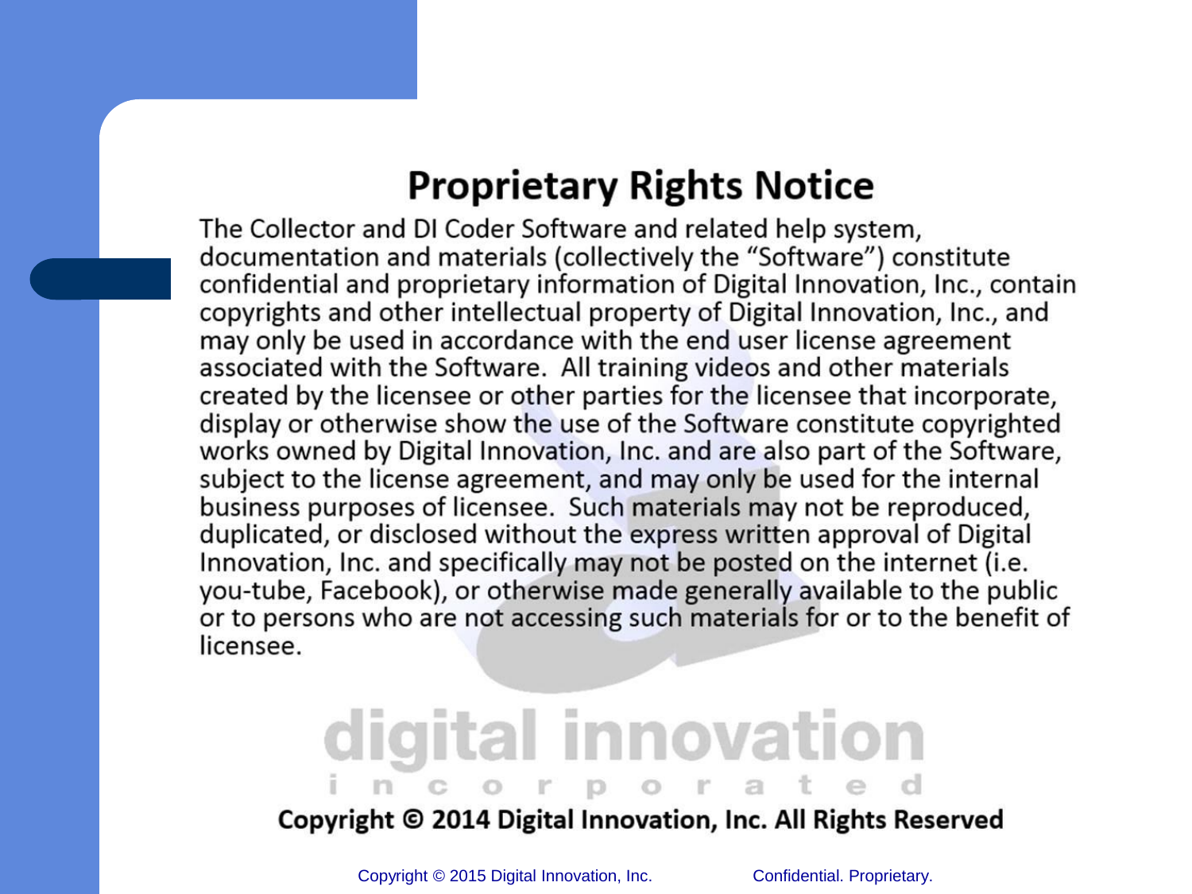# Proprietary Rights Notice

The Collector and DI Coder Software and related help system, documentation and materials (collectively the "Software") constitute confidential and proprietary information of Digital Innovation, Inc., contain copyrights and other intellectual property of Digital Innovation, Inc., and may only be used in accordance with the end user license agreement associated with the Software. All training videos and other materials created by the licensee or other parties for the licensee that incorporate, display or otherwise show the use of the Software constitute copyrighted works owned by Digital Innovation, Inc. and are also part of the Software, subject to the license agreement, and may only be used for the internal business purposes of licensee. Such materials may not be reproduced, duplicated, or disclosed without the express written approval of Digital Innovation, Inc. and specifically may not be posted on the internet (i.e. you-tube, Facebook), or otherwise made generally available to the public or to persons who are not accessing such materials for or to the benefit of licensee.

digital innovation
incorporated

**Copyright © 2014 Digital Innovation, Inc. All Rights Reserved**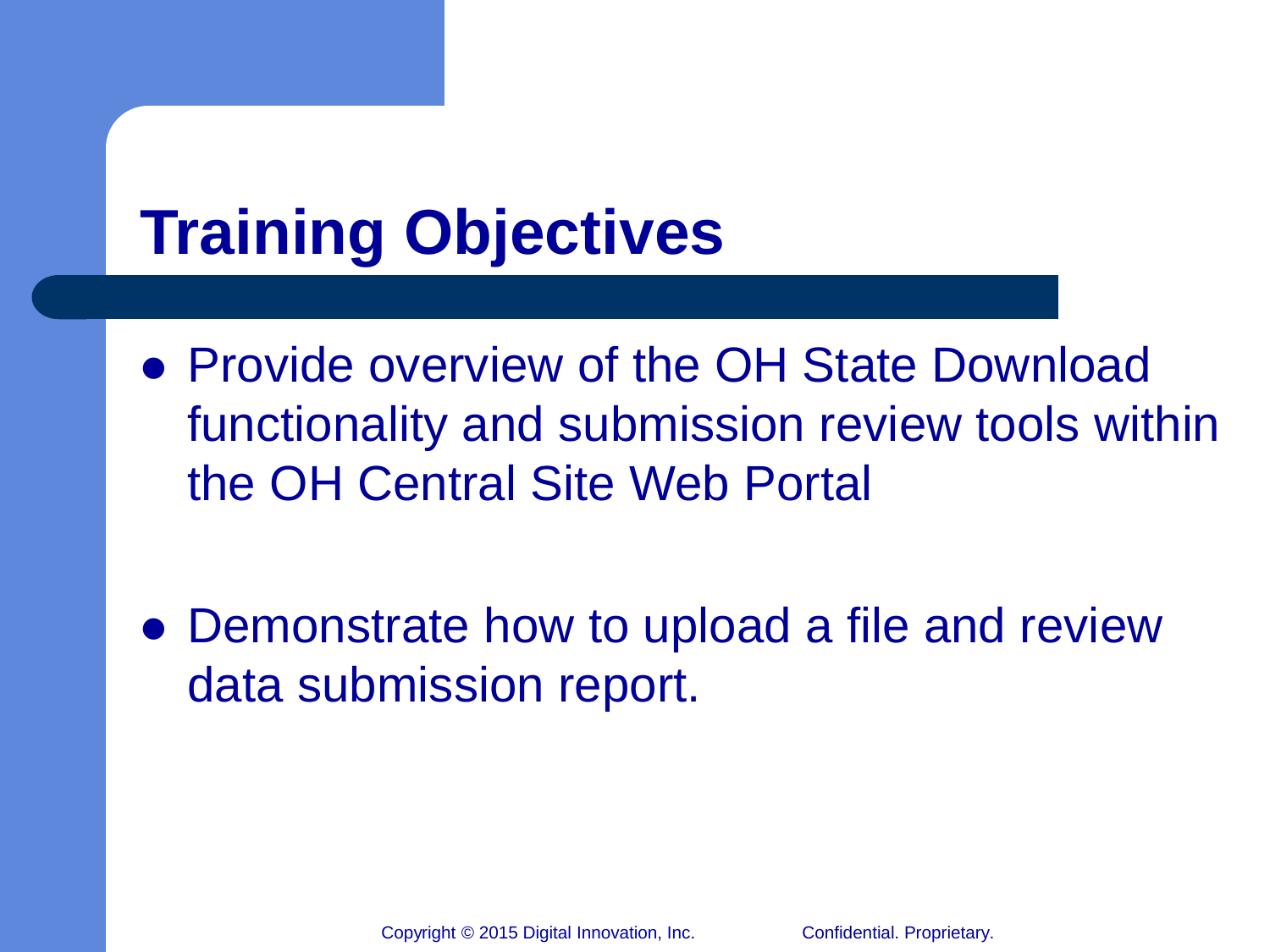# Training Objectives

- Provide overview of the OH State Download functionality and submission review tools within the OH Central Site Web Portal

- Demonstrate how to upload a file and review data submission report.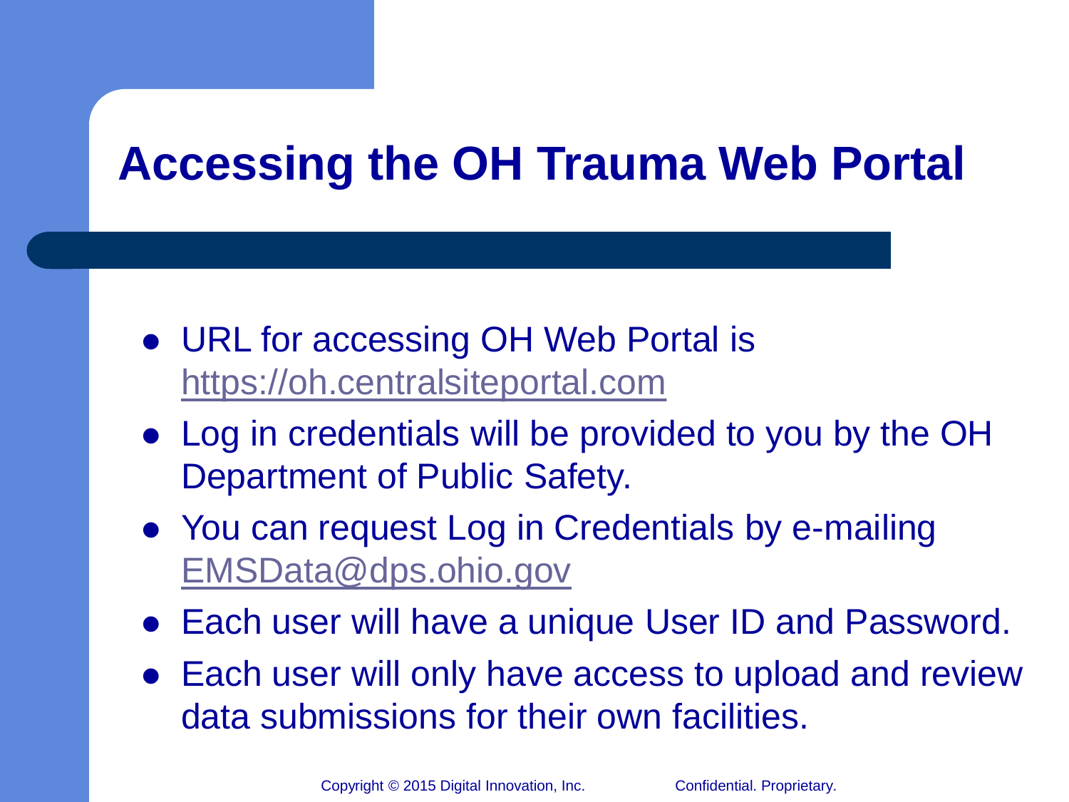# Accessing the OH Trauma Web Portal

- URL for accessing OH Web Portal is https://oh.centralsiteportal.com
- Log in credentials will be provided to you by the OH Department of Public Safety.
- You can request Log in Credentials by e-mailing EMSData@dps.ohio.gov
- Each user will have a unique User ID and Password.
- Each user will only have access to upload and review data submissions for their own facilities.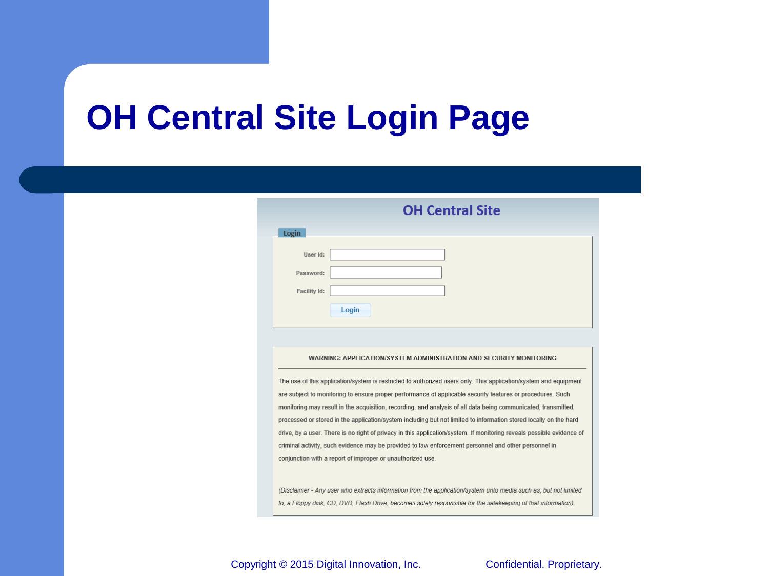# OH Central Site Login Page

OH Central Site

Login

User Id:

Password:

Facility Id:

Login

WARNING: APPLICATION/SYSTEM ADMINISTRATION AND SECURITY MONITORING

The use of this application/system is restricted to authorized users only. This application/system and equipment are subject to monitoring to ensure proper performance of applicable security features or procedures. Such monitoring may result in the acquisition, recording, and analysis of all data being communicated, transmitted, processed or stored in the application/system including but not limited to information stored locally on the hard drive, by a user. There is no right of privacy in this application/system. If monitoring reveals possible evidence of criminal activity, such evidence may be provided to law enforcement personnel and other personnel in conjunction with a report of improper or unauthorized use.

*(Disclaimer - Any user who extracts information from the application/system unto media such as, but not limited to, a Floppy disk, CD, DVD, Flash Drive, becomes solely responsible for the safekeeping of that information).*

Copyright © 2015 Digital Innovation, Inc. Confidential. Proprietary.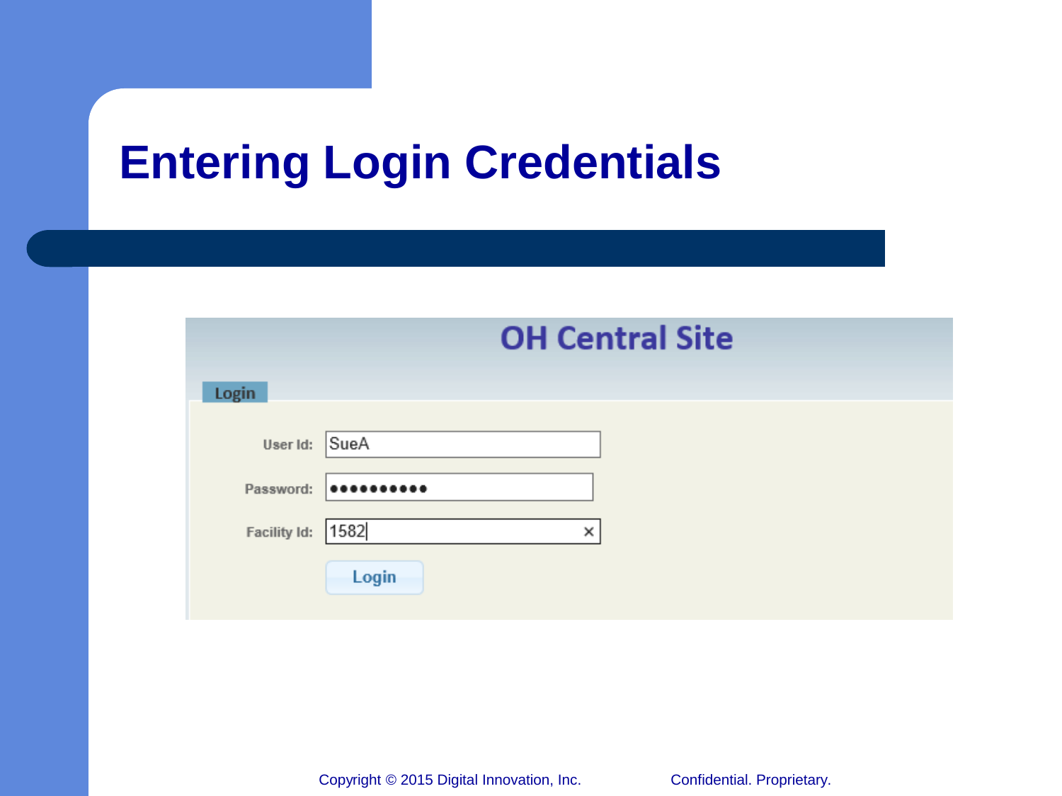# Entering Login Credentials

OH Central Site

Login

User Id: SueA

Password: ••••••••••

Facility Id: 1582

Login

Copyright © 2015 Digital Innovation, Inc. Confidential. Proprietary.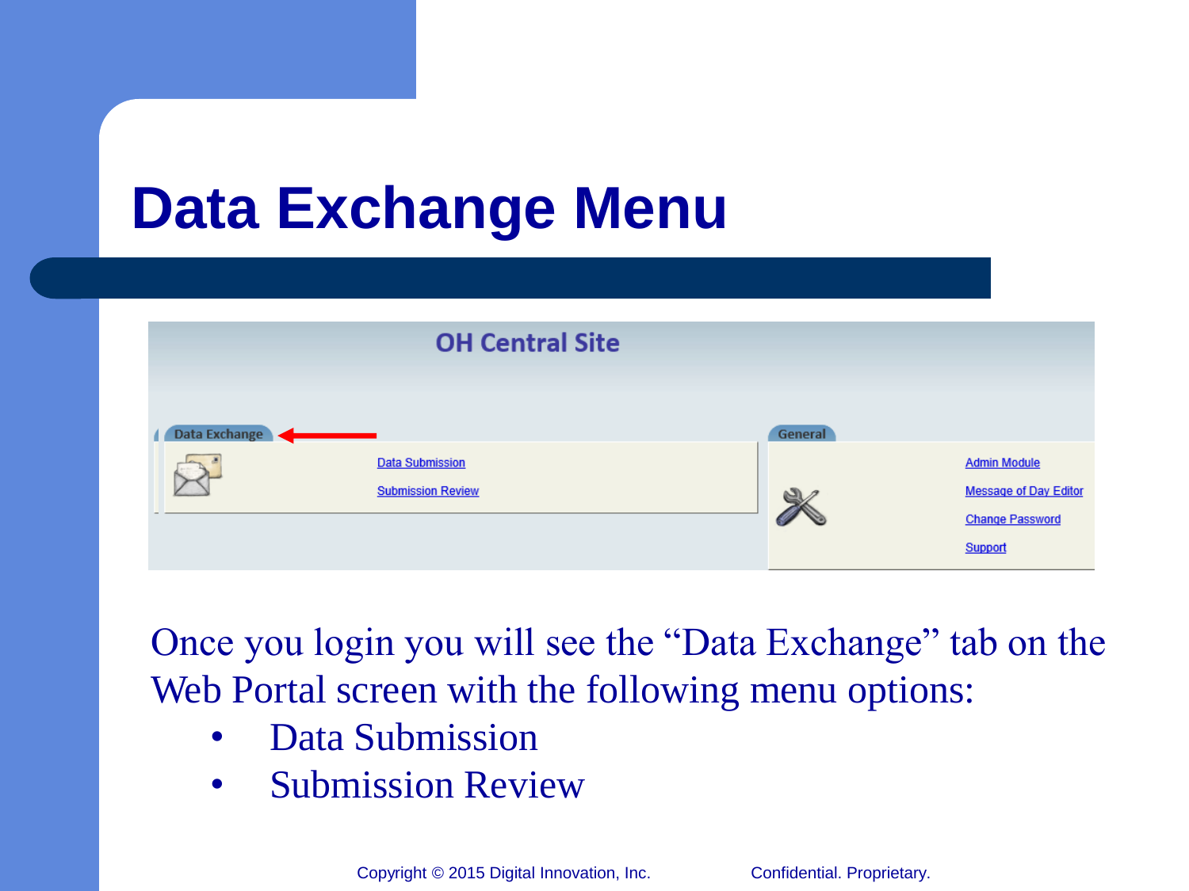# Data Exchange Menu

OH Central Site

Data Exchange

Data Submission

Submission Review

General

Admin Module

Message of Day Editor

Change Password

Support

Once you login you will see the "Data Exchange" tab on the Web Portal screen with the following menu options:

- Data Submission
- Submission Review

Copyright © 2015 Digital Innovation, Inc. Confidential. Proprietary.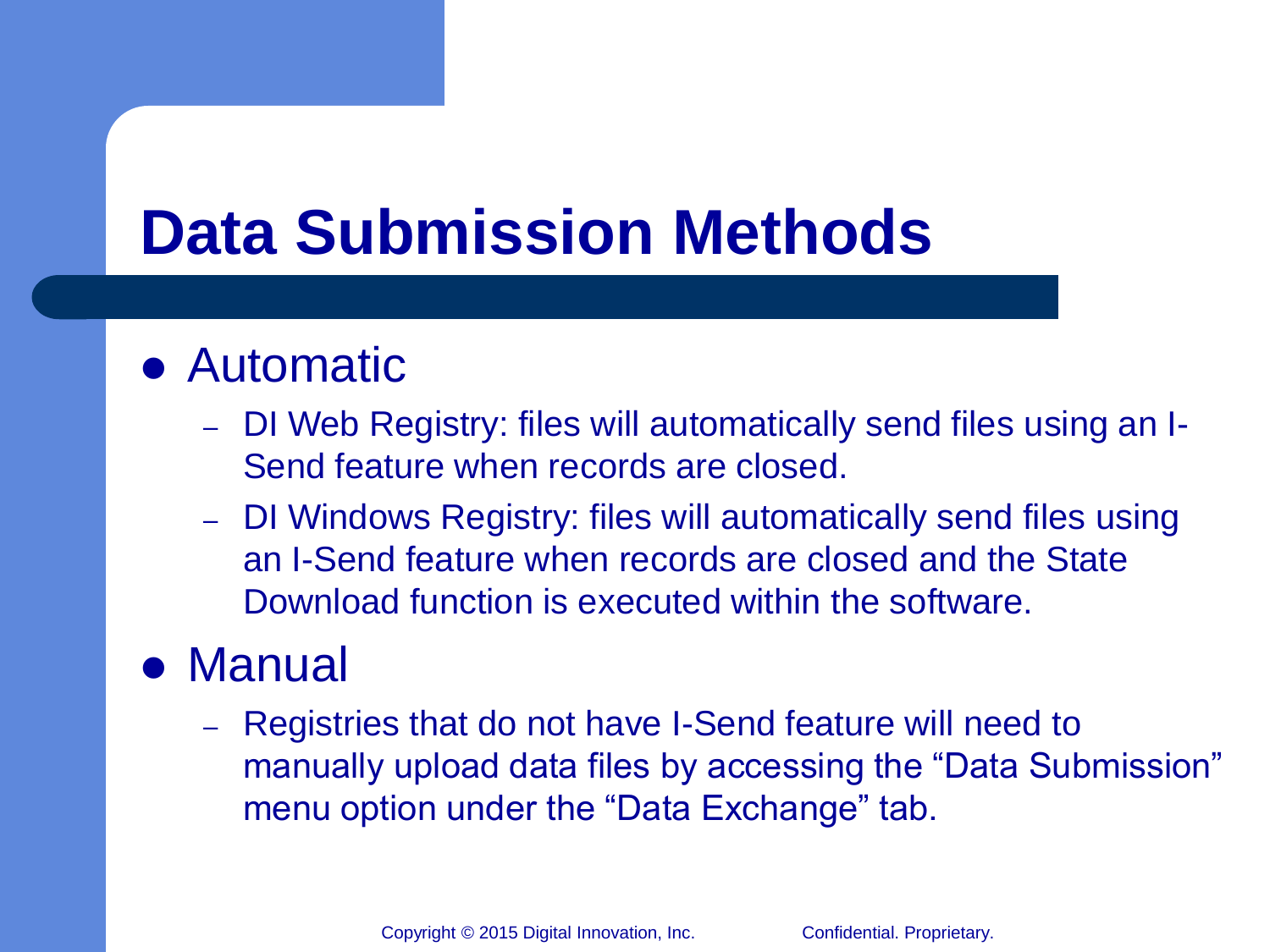# Data Submission Methods

- Automatic
  - DI Web Registry: files will automatically send files using an I-Send feature when records are closed.
  - DI Windows Registry: files will automatically send files using an I-Send feature when records are closed and the State Download function is executed within the software.
- Manual
  - Registries that do not have I-Send feature will need to manually upload data files by accessing the "Data Submission" menu option under the "Data Exchange" tab.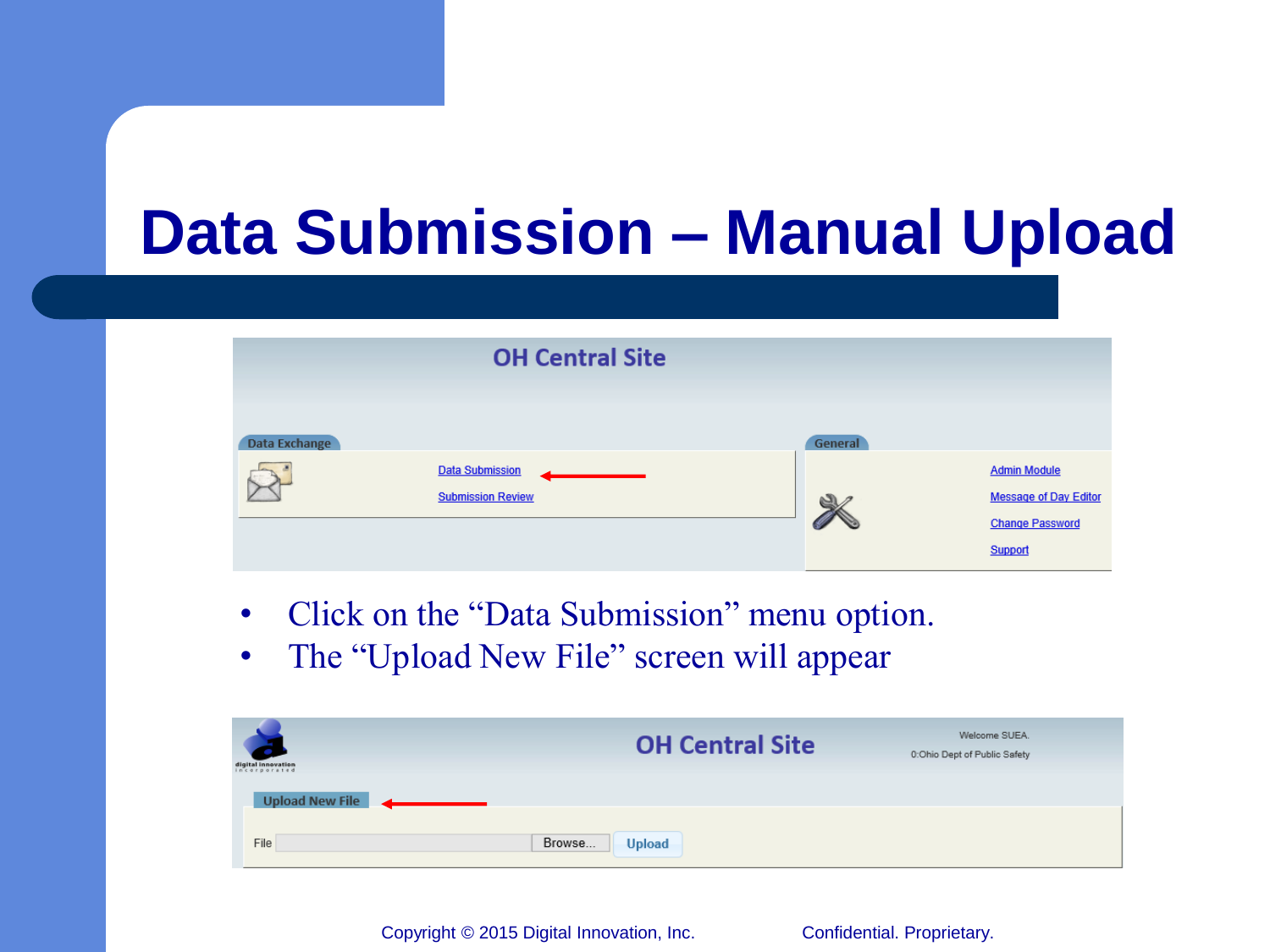# Data Submission – Manual Upload

OH Central Site

Data Exchange

Data Submission

Submission Review

General

Admin Module

Message of Day Editor

Change Password

Support

- Click on the “Data Submission” menu option.
- The “Upload New File” screen will appear

OH Central Site

Welcome SUEA.

0:Ohio Dept of Public Safety

Upload New File

File Browse... Upload

Copyright © 2015 Digital Innovation, Inc. Confidential. Proprietary.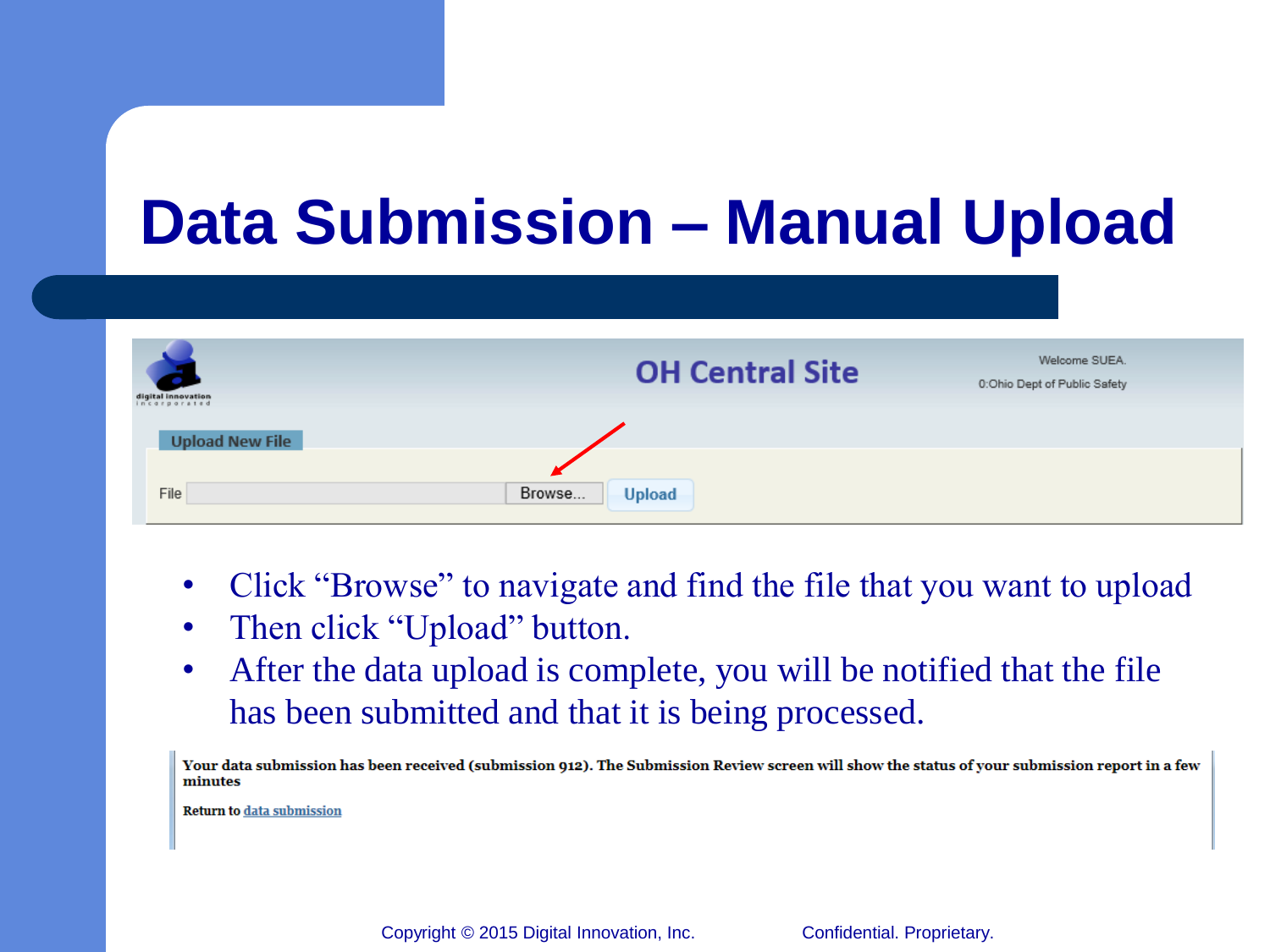# Data Submission – Manual Upload

OH Central Site

Welcome SUEA.

0:Ohio Dept of Public Safety

Upload New File

File Browse... Upload

- Click “Browse” to navigate and find the file that you want to upload
- Then click “Upload” button.
- After the data upload is complete, you will be notified that the file has been submitted and that it is being processed.

**Your data submission has been received (submission 912). The Submission Review screen will show the status of your submission report in a few minutes**

**Return to** data submission

Copyright © 2015 Digital Innovation, Inc. Confidential. Proprietary.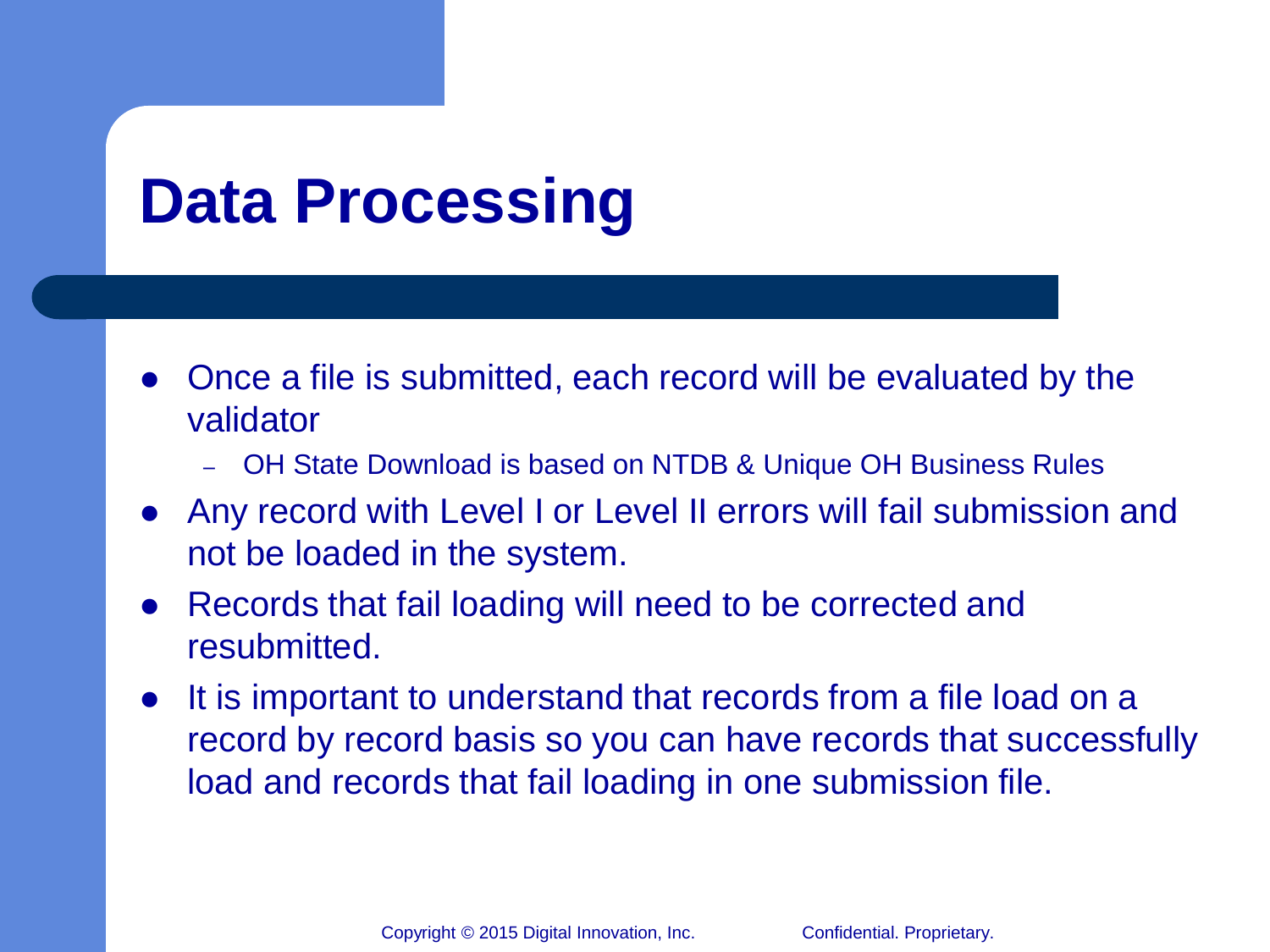# Data Processing

- Once a file is submitted, each record will be evaluated by the validator
  - OH State Download is based on NTDB & Unique OH Business Rules
- Any record with Level I or Level II errors will fail submission and not be loaded in the system.
- Records that fail loading will need to be corrected and resubmitted.
- It is important to understand that records from a file load on a record by record basis so you can have records that successfully load and records that fail loading in one submission file.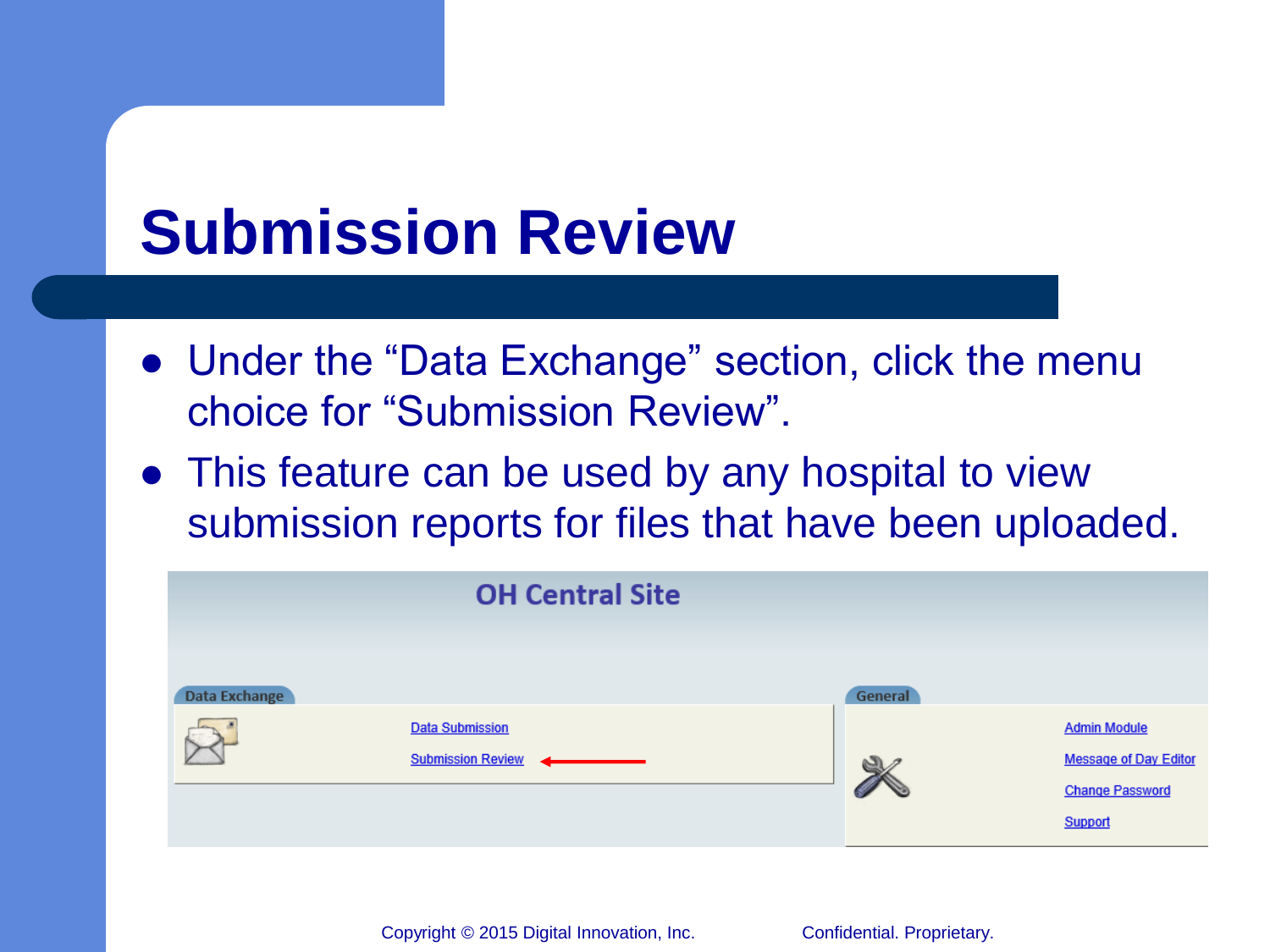# Submission Review

- Under the "Data Exchange" section, click the menu choice for "Submission Review".
- This feature can be used by any hospital to view submission reports for files that have been uploaded.

OH Central Site

Data Exchange

Data Submission

Submission Review

General

Admin Module

Message of Day Editor

Change Password

Support

Copyright © 2015 Digital Innovation, Inc. Confidential. Proprietary.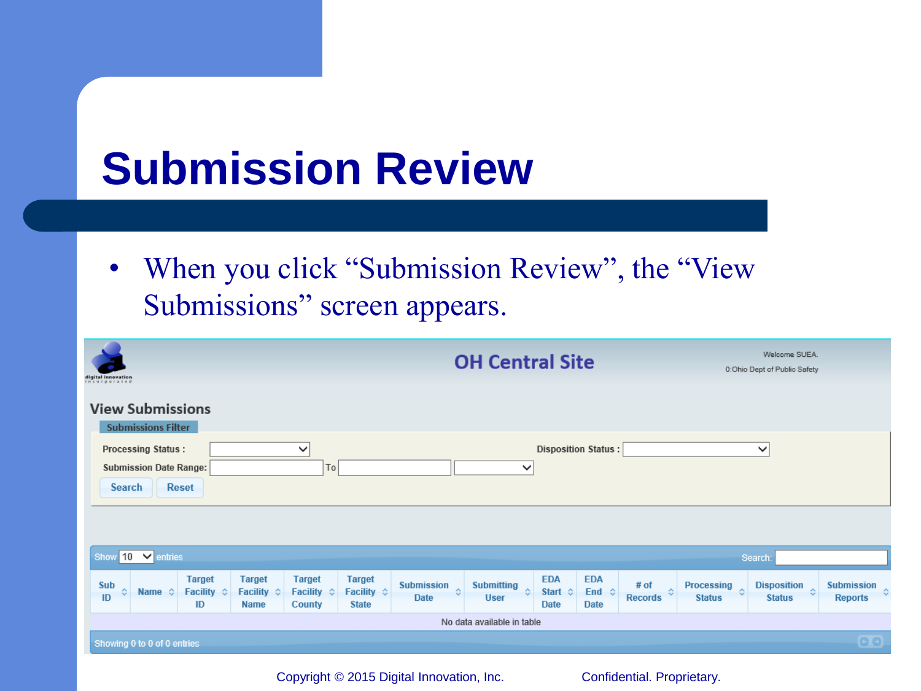# Submission Review

- When you click “Submission Review”, the “View Submissions” screen appears.

OH Central Site

Welcome SUEA.
0:Ohio Dept of Public Safety

## View Submissions

Submissions Filter

Processing Status :

Disposition Status :

Submission Date Range: To

Search Reset

Show 10 entries

Search:

| Sub ID | Name | Target Facility ID | Target Facility Name | Target Facility County | Target Facility State | Submission Date | Submitting User | EDA Start Date | EDA End Date | # of Records | Processing Status | Disposition Status | Submission Reports |
|---|---|---|---|---|---|---|---|---|---|---|---|---|---|
| No data available in table | | | | | | | | | | | | | |

Showing 0 to 0 of 0 entries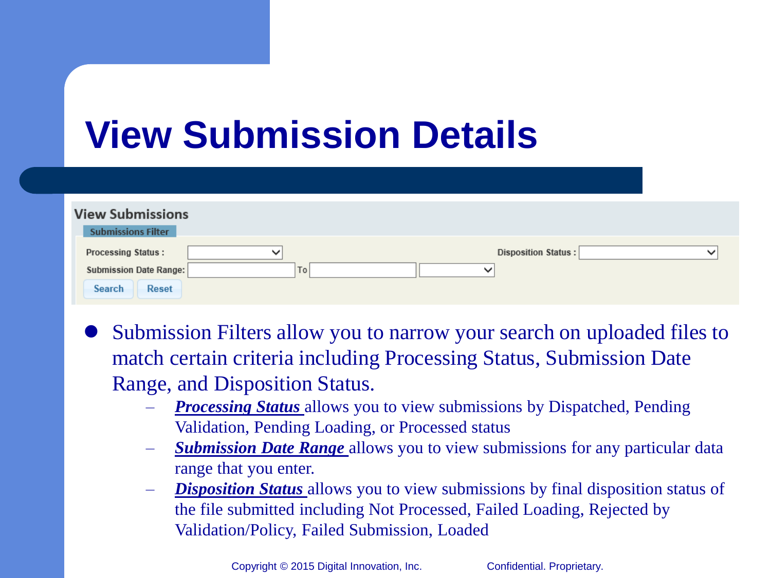# View Submission Details

View Submissions

Submissions Filter

Processing Status :

Disposition Status :

Submission Date Range: To

Search Reset

- Submission Filters allow you to narrow your search on uploaded files to match certain criteria including Processing Status, Submission Date Range, and Disposition Status.
  - ***Processing Status*** allows you to view submissions by Dispatched, Pending Validation, Pending Loading, or Processed status
  - ***Submission Date Range*** allows you to view submissions for any particular data range that you enter.
  - ***Disposition Status*** allows you to view submissions by final disposition status of the file submitted including Not Processed, Failed Loading, Rejected by Validation/Policy, Failed Submission, Loaded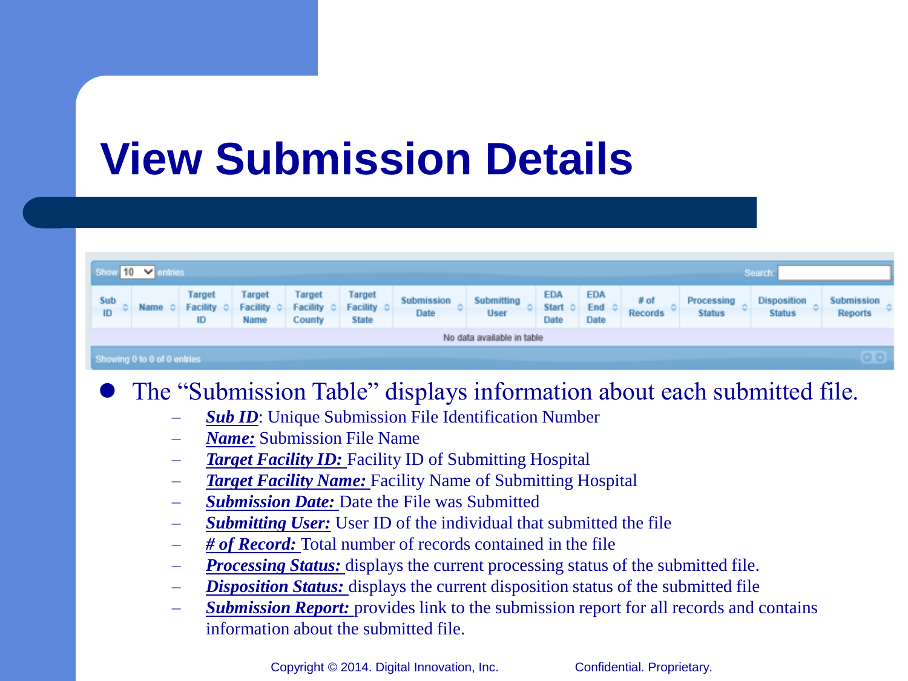# View Submission Details

Show 10 entries  Search:

| Sub ID | Name | Target Facility ID | Target Facility Name | Target Facility County | Target Facility State | Submission Date | Submitting User | EDA Start Date | EDA End Date | # of Records | Processing Status | Disposition Status | Submission Reports |
|---|---|---|---|---|---|---|---|---|---|---|---|---|---|
| No data available in table | | | | | | | | | | | | | |

Showing 0 to 0 of 0 entries

- The "Submission Table" displays information about each submitted file.
  - ***Sub ID***: Unique Submission File Identification Number
  - ***Name:*** Submission File Name
  - ***Target Facility ID:*** Facility ID of Submitting Hospital
  - ***Target Facility Name:*** Facility Name of Submitting Hospital
  - ***Submission Date:*** Date the File was Submitted
  - ***Submitting User:*** User ID of the individual that submitted the file
  - ***# of Record:*** Total number of records contained in the file
  - ***Processing Status:*** displays the current processing status of the submitted file.
  - ***Disposition Status:*** displays the current disposition status of the submitted file
  - ***Submission Report:*** provides link to the submission report for all records and contains information about the submitted file.

Copyright © 2014. Digital Innovation, Inc. Confidential. Proprietary.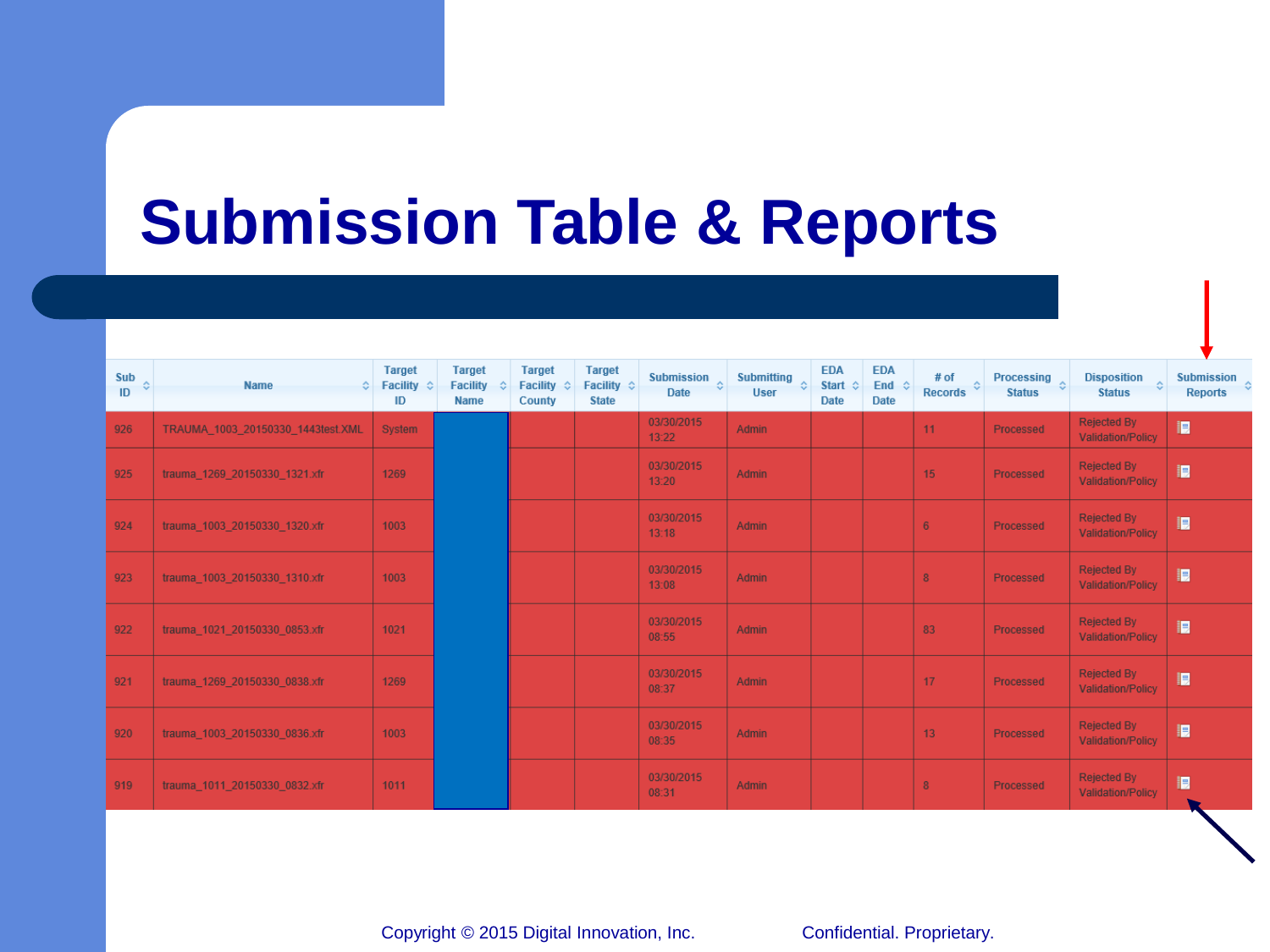# Submission Table & Reports

| Sub ID | Name | Target Facility ID | Target Facility Name | Target Facility County | Target Facility State | Submission Date | Submitting User | EDA Start Date | EDA End Date | # of Records | Processing Status | Disposition Status | Submission Reports |
|---|---|---|---|---|---|---|---|---|---|---|---|---|---|
| 926 | TRAUMA_1003_20150330_1443test.XML | System | | | | 03/30/2015 13:22 | Admin | | | 11 | Processed | Rejected By Validation/Policy | |
| 925 | trauma_1269_20150330_1321.xfr | 1269 | | | | 03/30/2015 13:20 | Admin | | | 15 | Processed | Rejected By Validation/Policy | |
| 924 | trauma_1003_20150330_1320.xfr | 1003 | | | | 03/30/2015 13:18 | Admin | | | 6 | Processed | Rejected By Validation/Policy | |
| 923 | trauma_1003_20150330_1310.xfr | 1003 | | | | 03/30/2015 13:08 | Admin | | | 8 | Processed | Rejected By Validation/Policy | |
| 922 | trauma_1021_20150330_0853.xfr | 1021 | | | | 03/30/2015 08:55 | Admin | | | 83 | Processed | Rejected By Validation/Policy | |
| 921 | trauma_1269_20150330_0838.xfr | 1269 | | | | 03/30/2015 08:37 | Admin | | | 17 | Processed | Rejected By Validation/Policy | |
| 920 | trauma_1003_20150330_0836.xfr | 1003 | | | | 03/30/2015 08:35 | Admin | | | 13 | Processed | Rejected By Validation/Policy | |
| 919 | trauma_1011_20150330_0832.xfr | 1011 | | | | 03/30/2015 08:31 | Admin | | | 8 | Processed | Rejected By Validation/Policy | |

Copyright © 2015 Digital Innovation, Inc. Confidential. Proprietary.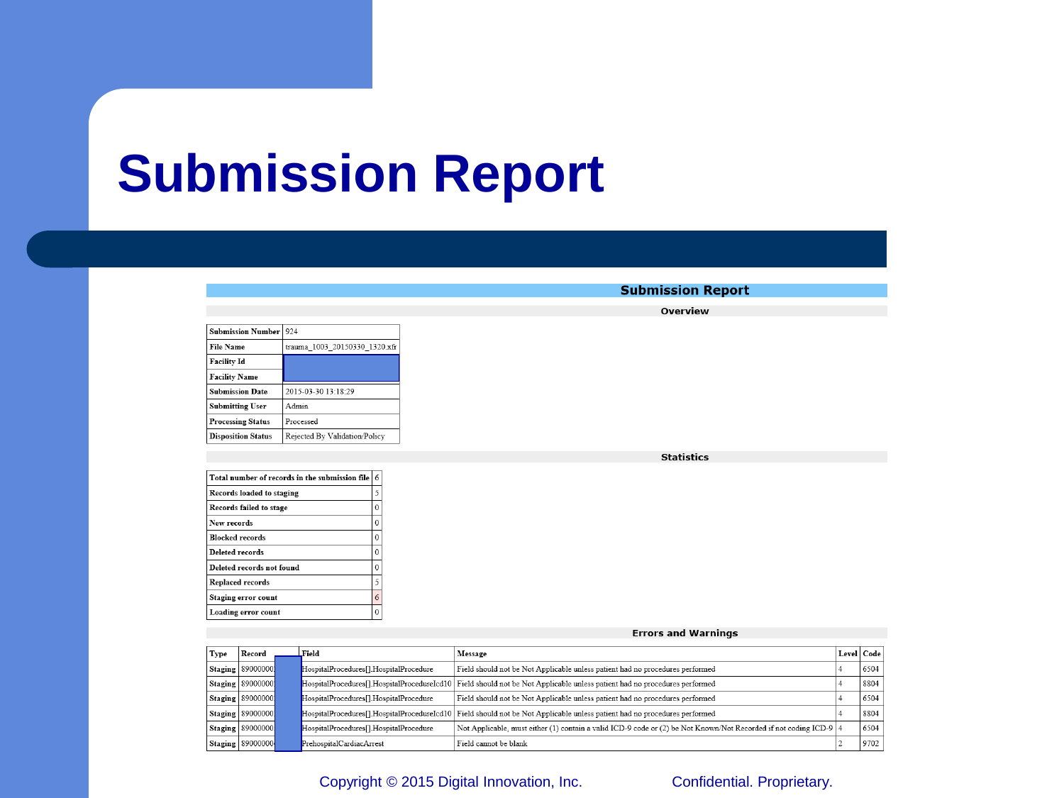# Submission Report

## Submission Report

### Overview

| | |
|---|---|
| Submission Number | 924 |
| File Name | trauma_1003_20150330_1320.xfr |
| Facility Id | |
| Facility Name | |
| Submission Date | 2015-03-30 13:18:29 |
| Submitting User | Admin |
| Processing Status | Processed |
| Disposition Status | Rejected By Validation/Policy |

### Statistics

| | |
|---|---|
| Total number of records in the submission file | 6 |
| Records loaded to staging | 5 |
| Records failed to stage | 0 |
| New records | 0 |
| Blocked records | 0 |
| Deleted records | 0 |
| Deleted records not found | 0 |
| Replaced records | 5 |
| Staging error count | 6 |
| Loading error count | 0 |

### Errors and Warnings

| Type | Record | Field | Message | Level | Code |
|---|---|---|---|---|---|
| Staging | 89000000 | HospitalProcedures[].HospitalProcedure | Field should not be Not Applicable unless patient had no procedures performed | 4 | 6504 |
| Staging | 89000000 | HospitalProcedures[].HospitalProcedureIcd10 | Field should not be Not Applicable unless patient had no procedures performed | 4 | 8804 |
| Staging | 89000000 | HospitalProcedures[].HospitalProcedure | Field should not be Not Applicable unless patient had no procedures performed | 4 | 6504 |
| Staging | 89000000 | HospitalProcedures[].HospitalProcedureIcd10 | Field should not be Not Applicable unless patient had no procedures performed | 4 | 8804 |
| Staging | 89000000 | HospitalProcedures[].HospitalProcedure | Not Applicable, must either (1) contain a valid ICD-9 code or (2) be Not Known/Not Recorded if not coding ICD-9 | 4 | 6504 |
| Staging | 89000000 | PrehospitalCardiacArrest | Field cannot be blank | 2 | 9702 |

Copyright © 2015 Digital Innovation, Inc. Confidential. Proprietary.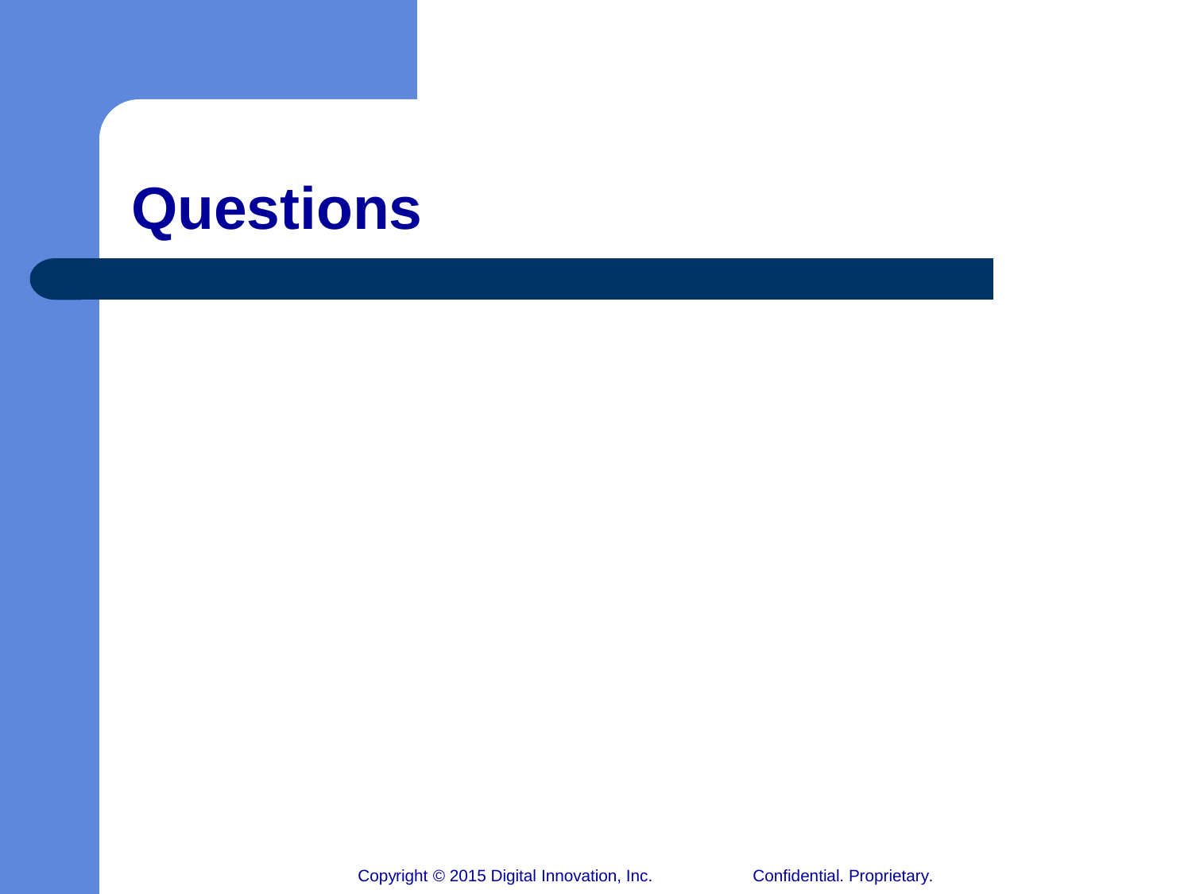# Questions